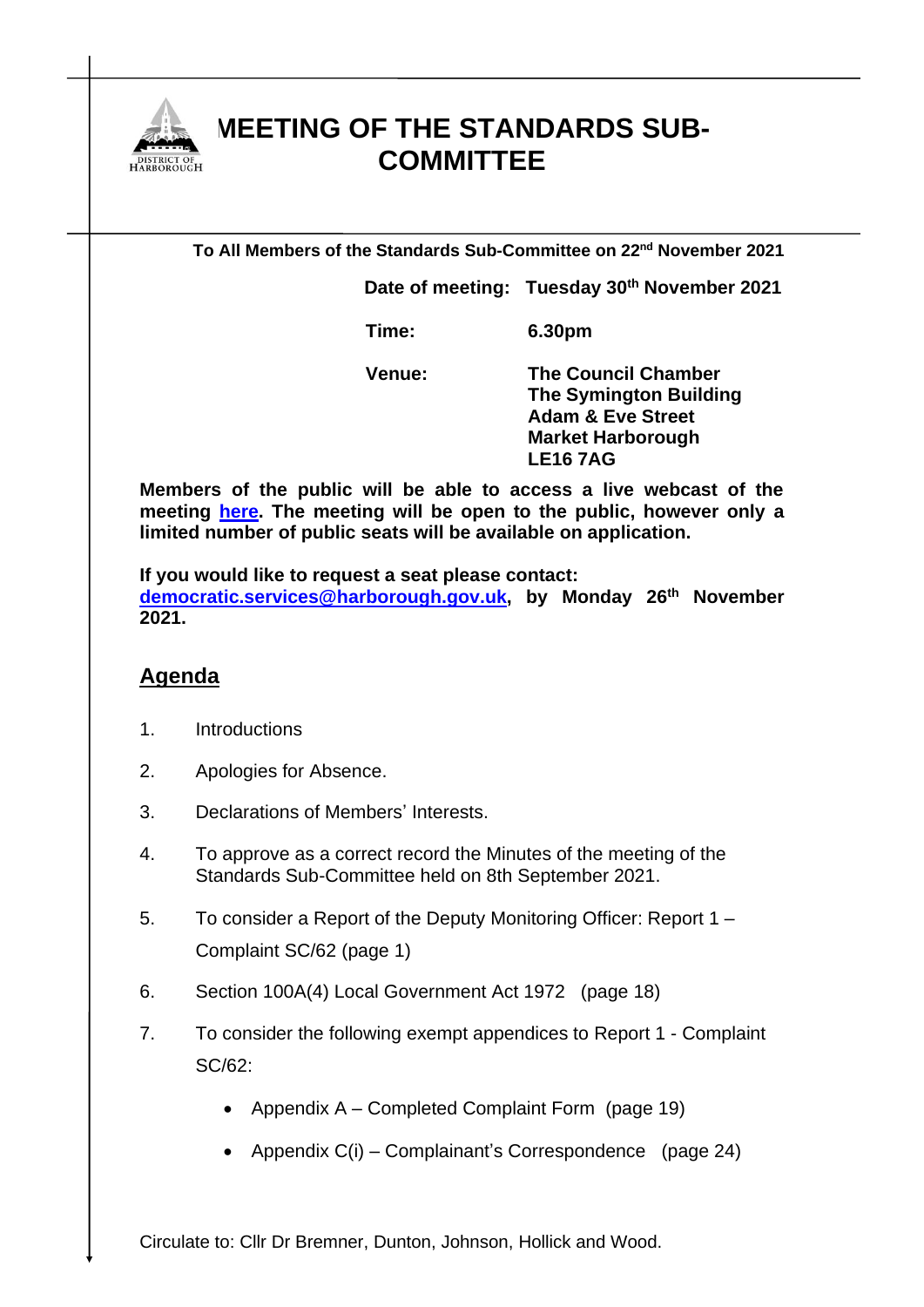# MEETING OF THE STANDARDS SUB-COMMITTEE

**To All Members of the Standards Sub-Committee on 22nd November 2021**

| | |
|---|---|
| **Date of meeting:** | **Tuesday 30th November 2021** |
| **Time:** | **6.30pm** |
| **Venue:** | **The Council Chamber**<br>**The Symington Building**<br>**Adam & Eve Street**<br>**Market Harborough**<br>**LE16 7AG** |

**Members of the public will be able to access a live webcast of the meeting here. The meeting will be open to the public, however only a limited number of public seats will be available on application.**

**If you would like to request a seat please contact: democratic.services@harborough.gov.uk, by Monday 26th November 2021.**

## Agenda

1. Introductions
2. Apologies for Absence.
3. Declarations of Members' Interests.
4. To approve as a correct record the Minutes of the meeting of the Standards Sub-Committee held on 8th September 2021.
5. To consider a Report of the Deputy Monitoring Officer: Report 1 – Complaint SC/62 (page 1)
6. Section 100A(4) Local Government Act 1972 (page 18)
7. To consider the following exempt appendices to Report 1 - Complaint SC/62:
   - Appendix A – Completed Complaint Form (page 19)
   - Appendix C(i) – Complainant's Correspondence (page 24)

Circulate to: Cllr Dr Bremner, Dunton, Johnson, Hollick and Wood.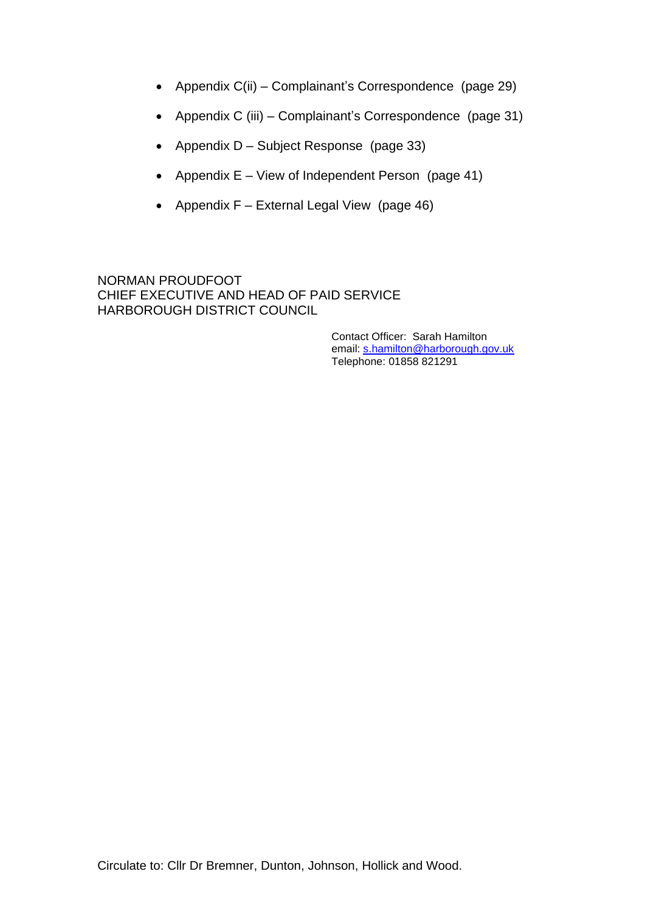- Appendix C(ii) – Complainant's Correspondence (page 29)
- Appendix C (iii) – Complainant's Correspondence (page 31)
- Appendix D – Subject Response (page 33)
- Appendix E – View of Independent Person (page 41)
- Appendix F – External Legal View (page 46)

NORMAN PROUDFOOT
CHIEF EXECUTIVE AND HEAD OF PAID SERVICE
HARBOROUGH DISTRICT COUNCIL

Contact Officer: Sarah Hamilton
email: s.hamilton@harborough.gov.uk
Telephone: 01858 821291

Circulate to: Cllr Dr Bremner, Dunton, Johnson, Hollick and Wood.